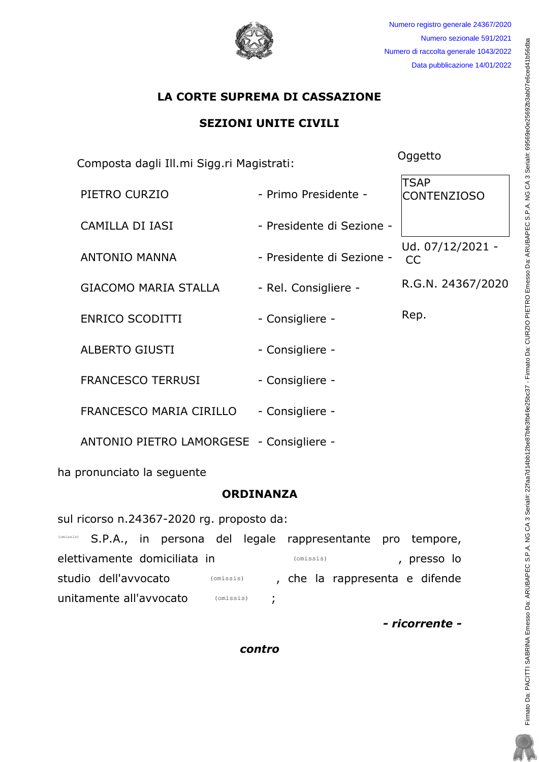Numero registro generale 24367/2020
Numero sezionale 591/2021
Numero di raccolta generale 1043/2022
Data pubblicazione 14/01/2022

# LA CORTE SUPREMA DI CASSAZIONE

## SEZIONI UNITE CIVILI

Composta dagli Ill.mi Sigg.ri Magistrati:

| | | |
|---|---|---|
| PIETRO CURZIO | - Primo Presidente - | Oggetto: TSAP CONTENZIOSO |
| CAMILLA DI IASI | - Presidente di Sezione - | |
| ANTONIO MANNA | - Presidente di Sezione - | Ud. 07/12/2021 - CC |
| GIACOMO MARIA STALLA | - Rel. Consigliere - | R.G.N. 24367/2020 |
| ENRICO SCODITTI | - Consigliere - | Rep. |
| ALBERTO GIUSTI | - Consigliere - | |
| FRANCESCO TERRUSI | - Consigliere - | |
| FRANCESCO MARIA CIRILLO | - Consigliere - | |
| ANTONIO PIETRO LAMORGESE | - Consigliere - | |

ha pronunciato la seguente

**ORDINANZA**

sul ricorso n.24367-2020 rg. proposto da:

(omissis) S.P.A., in persona del legale rappresentante pro tempore, elettivamente domiciliata in (omissis), presso lo studio dell'avvocato (omissis), che la rappresenta e difende unitamente all'avvocato (omissis);

***- ricorrente -***

***contro***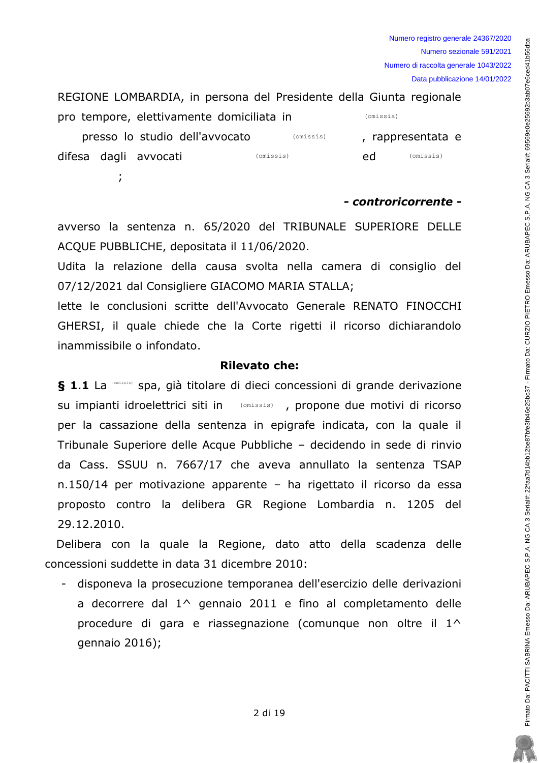REGIONE LOMBARDIA, in persona del Presidente della Giunta regionale pro tempore, elettivamente domiciliata in (omissis) presso lo studio dell'avvocato (omissis), rappresentata e difesa dagli avvocati (omissis) ed (omissis);

***- controricorrente -***

avverso la sentenza n. 65/2020 del TRIBUNALE SUPERIORE DELLE ACQUE PUBBLICHE, depositata il 11/06/2020.

Udita la relazione della causa svolta nella camera di consiglio del 07/12/2021 dal Consigliere GIACOMO MARIA STALLA;

lette le conclusioni scritte dell'Avvocato Generale RENATO FINOCCHI GHERSI, il quale chiede che la Corte rigetti il ricorso dichiarandolo inammissibile o infondato.

**Rilevato che:**

**§ 1.1** La (omissis) spa, già titolare di dieci concessioni di grande derivazione su impianti idroelettrici siti in (omissis), propone due motivi di ricorso per la cassazione della sentenza in epigrafe indicata, con la quale il Tribunale Superiore delle Acque Pubbliche – decidendo in sede di rinvio da Cass. SSUU n. 7667/17 che aveva annullato la sentenza TSAP n.150/14 per motivazione apparente – ha rigettato il ricorso da essa proposto contro la delibera GR Regione Lombardia n. 1205 del 29.12.2010.

Delibera con la quale la Regione, dato atto della scadenza delle concessioni suddette in data 31 dicembre 2010:

- disponeva la prosecuzione temporanea dell'esercizio delle derivazioni a decorrere dal 1^ gennaio 2011 e fino al completamento delle procedure di gara e riassegnazione (comunque non oltre il 1^ gennaio 2016);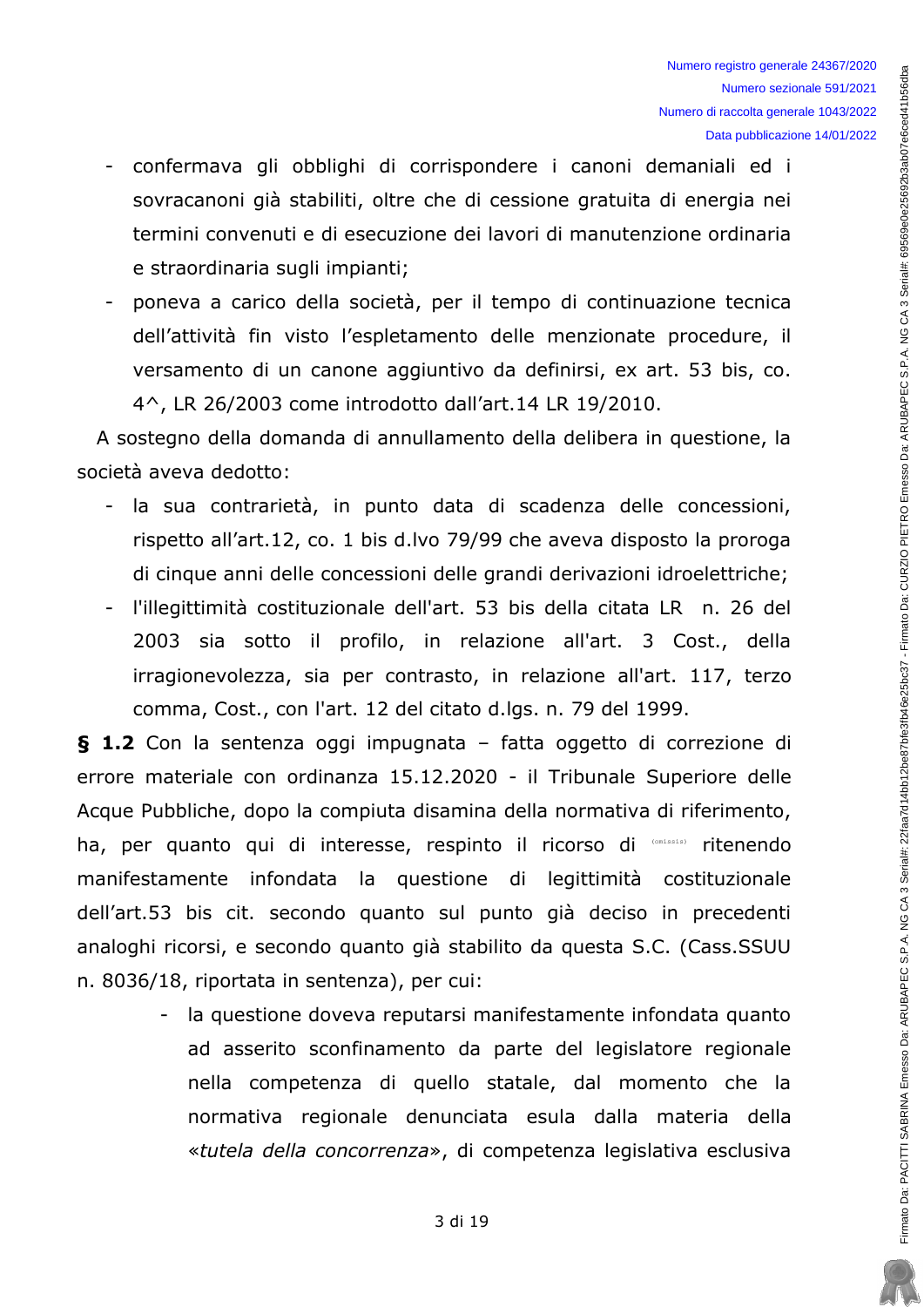- confermava gli obblighi di corrispondere i canoni demaniali ed i sovracanoni già stabiliti, oltre che di cessione gratuita di energia nei termini convenuti e di esecuzione dei lavori di manutenzione ordinaria e straordinaria sugli impianti;
- poneva a carico della società, per il tempo di continuazione tecnica dell'attività fin visto l'espletamento delle menzionate procedure, il versamento di un canone aggiuntivo da definirsi, ex art. 53 bis, co. 4^, LR 26/2003 come introdotto dall'art.14 LR 19/2010.

A sostegno della domanda di annullamento della delibera in questione, la società aveva dedotto:

- la sua contrarietà, in punto data di scadenza delle concessioni, rispetto all'art.12, co. 1 bis d.lvo 79/99 che aveva disposto la proroga di cinque anni delle concessioni delle grandi derivazioni idroelettriche;
- l'illegittimità costituzionale dell'art. 53 bis della citata LR n. 26 del 2003 sia sotto il profilo, in relazione all'art. 3 Cost., della irragionevolezza, sia per contrasto, in relazione all'art. 117, terzo comma, Cost., con l'art. 12 del citato d.lgs. n. 79 del 1999.

**§ 1.2** Con la sentenza oggi impugnata – fatta oggetto di correzione di errore materiale con ordinanza 15.12.2020 - il Tribunale Superiore delle Acque Pubbliche, dopo la compiuta disamina della normativa di riferimento, ha, per quanto qui di interesse, respinto il ricorso di (omissis) ritenendo manifestamente infondata la questione di legittimità costituzionale dell'art.53 bis cit. secondo quanto sul punto già deciso in precedenti analoghi ricorsi, e secondo quanto già stabilito da questa S.C. (Cass.SSUU n. 8036/18, riportata in sentenza), per cui:

- la questione doveva reputarsi manifestamente infondata quanto ad asserito sconfinamento da parte del legislatore regionale nella competenza di quello statale, dal momento che la normativa regionale denunciata esula dalla materia della «*tutela della concorrenza*», di competenza legislativa esclusiva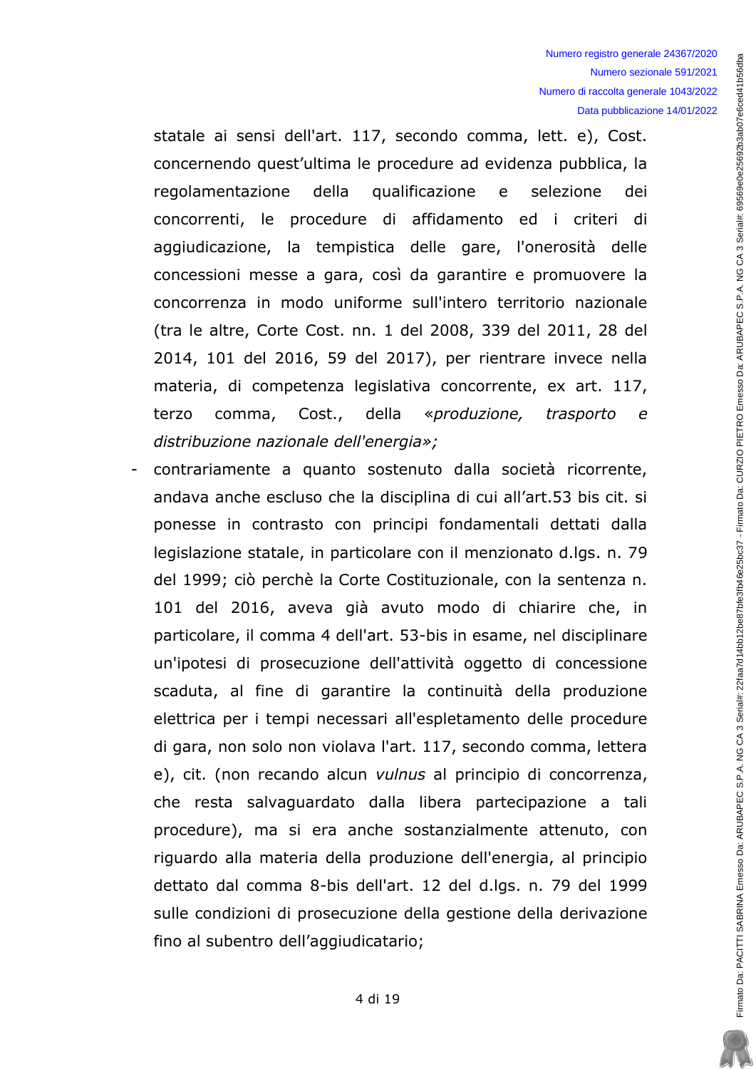statale ai sensi dell'art. 117, secondo comma, lett. e), Cost. concernendo quest'ultima le procedure ad evidenza pubblica, la regolamentazione della qualificazione e selezione dei concorrenti, le procedure di affidamento ed i criteri di aggiudicazione, la tempistica delle gare, l'onerosità delle concessioni messe a gara, così da garantire e promuovere la concorrenza in modo uniforme sull'intero territorio nazionale (tra le altre, Corte Cost. nn. 1 del 2008, 339 del 2011, 28 del 2014, 101 del 2016, 59 del 2017), per rientrare invece nella materia, di competenza legislativa concorrente, ex art. 117, terzo comma, Cost., della «*produzione, trasporto e distribuzione nazionale dell'energia*»;

- contrariamente a quanto sostenuto dalla società ricorrente, andava anche escluso che la disciplina di cui all'art.53 bis cit. si ponesse in contrasto con principi fondamentali dettati dalla legislazione statale, in particolare con il menzionato d.lgs. n. 79 del 1999; ciò perchè la Corte Costituzionale, con la sentenza n. 101 del 2016, aveva già avuto modo di chiarire che, in particolare, il comma 4 dell'art. 53-bis in esame, nel disciplinare un'ipotesi di prosecuzione dell'attività oggetto di concessione scaduta, al fine di garantire la continuità della produzione elettrica per i tempi necessari all'espletamento delle procedure di gara, non solo non violava l'art. 117, secondo comma, lettera e), cit. (non recando alcun *vulnus* al principio di concorrenza, che resta salvaguardato dalla libera partecipazione a tali procedure), ma si era anche sostanzialmente attenuto, con riguardo alla materia della produzione dell'energia, al principio dettato dal comma 8-bis dell'art. 12 del d.lgs. n. 79 del 1999 sulle condizioni di prosecuzione della gestione della derivazione fino al subentro dell'aggiudicatario;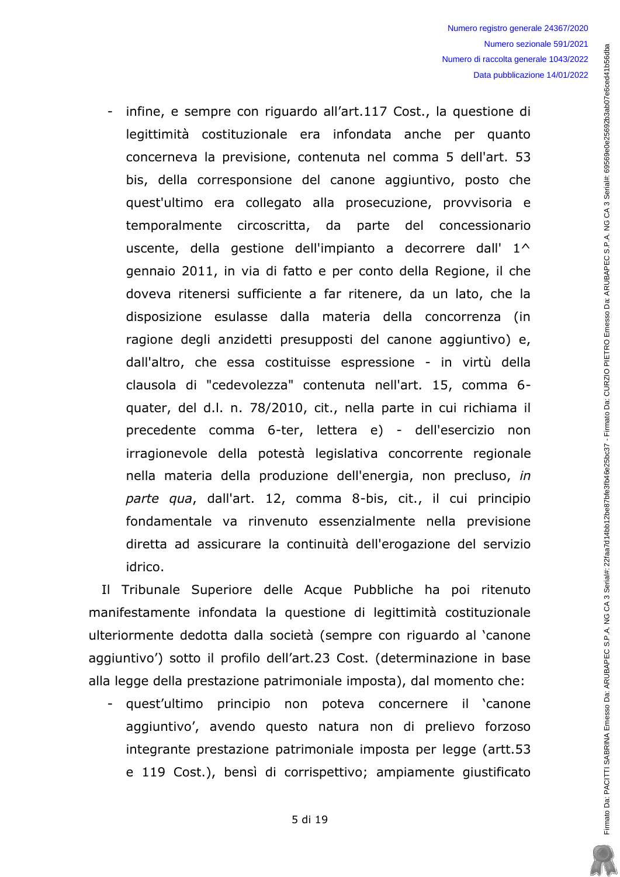- infine, e sempre con riguardo all'art.117 Cost., la questione di legittimità costituzionale era infondata anche per quanto concerneva la previsione, contenuta nel comma 5 dell'art. 53 bis, della corresponsione del canone aggiuntivo, posto che quest'ultimo era collegato alla prosecuzione, provvisoria e temporalmente circoscritta, da parte del concessionario uscente, della gestione dell'impianto a decorrere dall' 1^ gennaio 2011, in via di fatto e per conto della Regione, il che doveva ritenersi sufficiente a far ritenere, da un lato, che la disposizione esulasse dalla materia della concorrenza (in ragione degli anzidetti presupposti del canone aggiuntivo) e, dall'altro, che essa costituisse espressione - in virtù della clausola di "cedevolezza" contenuta nell'art. 15, comma 6-quater, del d.l. n. 78/2010, cit., nella parte in cui richiama il precedente comma 6-ter, lettera e) - dell'esercizio non irragionevole della potestà legislativa concorrente regionale nella materia della produzione dell'energia, non precluso, *in parte qua*, dall'art. 12, comma 8-bis, cit., il cui principio fondamentale va rinvenuto essenzialmente nella previsione diretta ad assicurare la continuità dell'erogazione del servizio idrico.

Il Tribunale Superiore delle Acque Pubbliche ha poi ritenuto manifestamente infondata la questione di legittimità costituzionale ulteriormente dedotta dalla società (sempre con riguardo al 'canone aggiuntivo') sotto il profilo dell'art.23 Cost. (determinazione in base alla legge della prestazione patrimoniale imposta), dal momento che:

- quest'ultimo principio non poteva concernere il 'canone aggiuntivo', avendo questo natura non di prelievo forzoso integrante prestazione patrimoniale imposta per legge (artt.53 e 119 Cost.), bensì di corrispettivo; ampiamente giustificato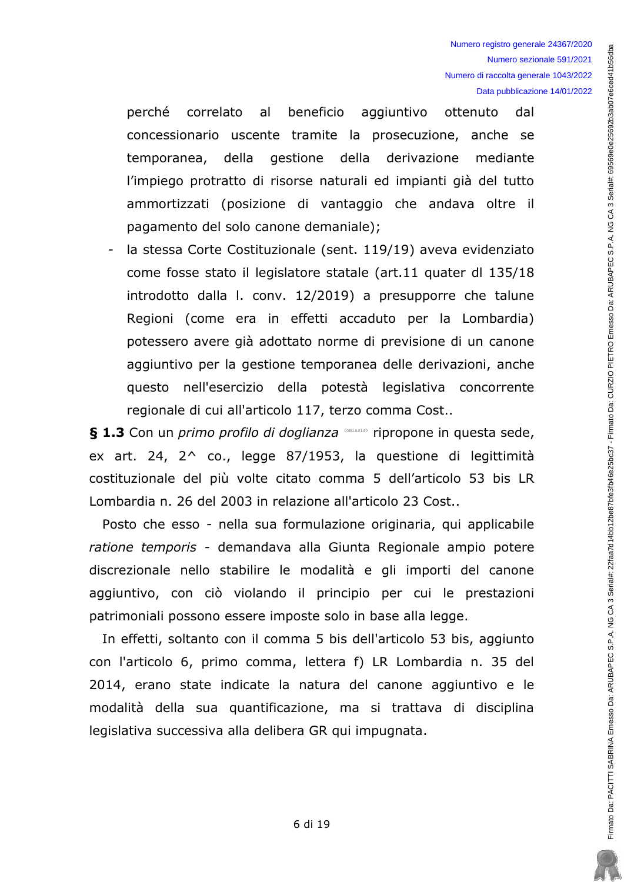perché correlato al beneficio aggiuntivo ottenuto dal concessionario uscente tramite la prosecuzione, anche se temporanea, della gestione della derivazione mediante l'impiego protratto di risorse naturali ed impianti già del tutto ammortizzati (posizione di vantaggio che andava oltre il pagamento del solo canone demaniale);

- la stessa Corte Costituzionale (sent. 119/19) aveva evidenziato come fosse stato il legislatore statale (art.11 quater dl 135/18 introdotto dalla l. conv. 12/2019) a presupporre che talune Regioni (come era in effetti accaduto per la Lombardia) potessero avere già adottato norme di previsione di un canone aggiuntivo per la gestione temporanea delle derivazioni, anche questo nell'esercizio della potestà legislativa concorrente regionale di cui all'articolo 117, terzo comma Cost..

**§ 1.3** Con un *primo profilo di doglianza* (omissis) ripropone in questa sede, ex art. 24, 2^ co., legge 87/1953, la questione di legittimità costituzionale del più volte citato comma 5 dell'articolo 53 bis LR Lombardia n. 26 del 2003 in relazione all'articolo 23 Cost..

Posto che esso - nella sua formulazione originaria, qui applicabile *ratione temporis* - demandava alla Giunta Regionale ampio potere discrezionale nello stabilire le modalità e gli importi del canone aggiuntivo, con ciò violando il principio per cui le prestazioni patrimoniali possono essere imposte solo in base alla legge.

In effetti, soltanto con il comma 5 bis dell'articolo 53 bis, aggiunto con l'articolo 6, primo comma, lettera f) LR Lombardia n. 35 del 2014, erano state indicate la natura del canone aggiuntivo e le modalità della sua quantificazione, ma si trattava di disciplina legislativa successiva alla delibera GR qui impugnata.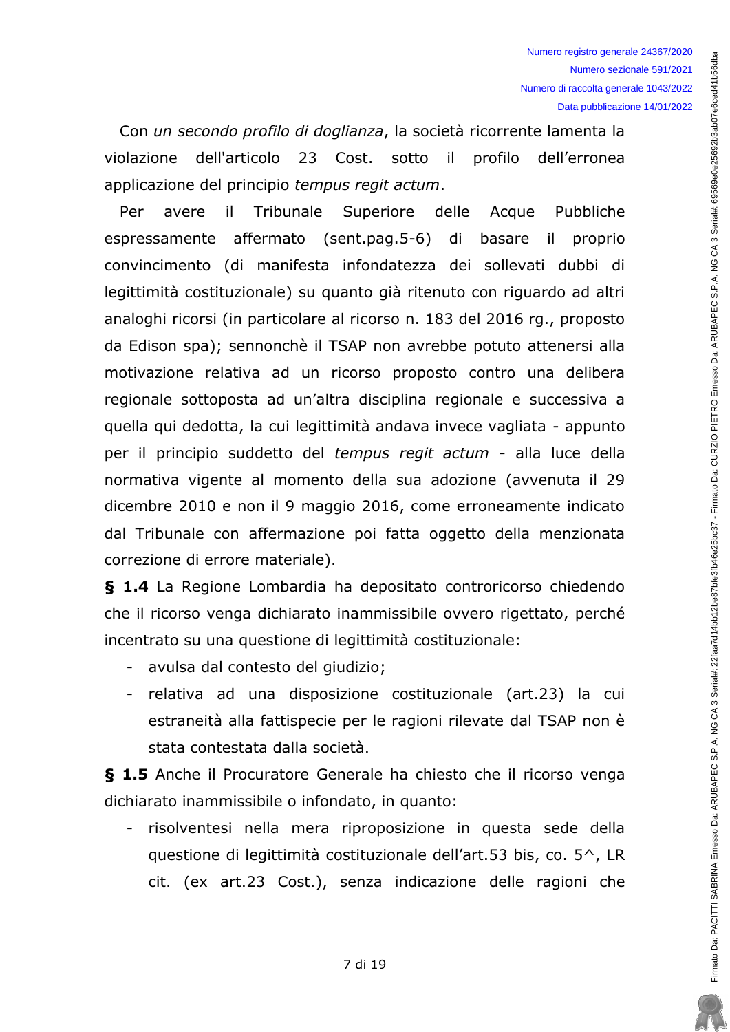Con *un secondo profilo di doglianza*, la società ricorrente lamenta la violazione dell'articolo 23 Cost. sotto il profilo dell'erronea applicazione del principio *tempus regit actum*.

Per avere il Tribunale Superiore delle Acque Pubbliche espressamente affermato (sent.pag.5-6) di basare il proprio convincimento (di manifesta infondatezza dei sollevati dubbi di legittimità costituzionale) su quanto già ritenuto con riguardo ad altri analoghi ricorsi (in particolare al ricorso n. 183 del 2016 rg., proposto da Edison spa); sennonchè il TSAP non avrebbe potuto attenersi alla motivazione relativa ad un ricorso proposto contro una delibera regionale sottoposta ad un'altra disciplina regionale e successiva a quella qui dedotta, la cui legittimità andava invece vagliata - appunto per il principio suddetto del *tempus regit actum* - alla luce della normativa vigente al momento della sua adozione (avvenuta il 29 dicembre 2010 e non il 9 maggio 2016, come erroneamente indicato dal Tribunale con affermazione poi fatta oggetto della menzionata correzione di errore materiale).

**§ 1.4** La Regione Lombardia ha depositato controricorso chiedendo che il ricorso venga dichiarato inammissibile ovvero rigettato, perché incentrato su una questione di legittimità costituzionale:

- avulsa dal contesto del giudizio;
- relativa ad una disposizione costituzionale (art.23) la cui estraneità alla fattispecie per le ragioni rilevate dal TSAP non è stata contestata dalla società.

**§ 1.5** Anche il Procuratore Generale ha chiesto che il ricorso venga dichiarato inammissibile o infondato, in quanto:

- risolventesi nella mera riproposizione in questa sede della questione di legittimità costituzionale dell'art.53 bis, co. 5^, LR cit. (ex art.23 Cost.), senza indicazione delle ragioni che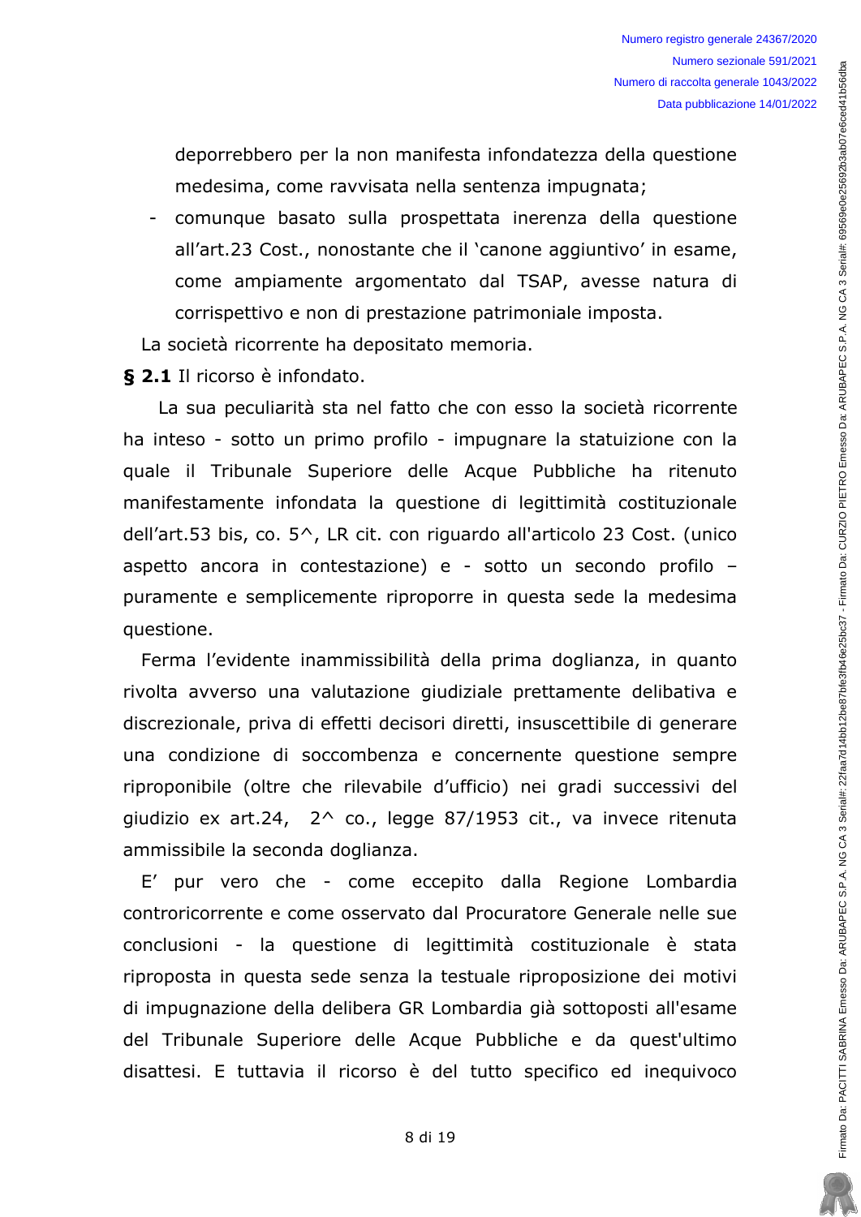deporrebbero per la non manifesta infondatezza della questione medesima, come ravvisata nella sentenza impugnata;

- comunque basato sulla prospettata inerenza della questione all'art.23 Cost., nonostante che il 'canone aggiuntivo' in esame, come ampiamente argomentato dal TSAP, avesse natura di corrispettivo e non di prestazione patrimoniale imposta.

La società ricorrente ha depositato memoria.

**§ 2.1** Il ricorso è infondato.

La sua peculiarità sta nel fatto che con esso la società ricorrente ha inteso - sotto un primo profilo - impugnare la statuizione con la quale il Tribunale Superiore delle Acque Pubbliche ha ritenuto manifestamente infondata la questione di legittimità costituzionale dell'art.53 bis, co. 5^, LR cit. con riguardo all'articolo 23 Cost. (unico aspetto ancora in contestazione) e - sotto un secondo profilo – puramente e semplicemente riproporre in questa sede la medesima questione.

Ferma l'evidente inammissibilità della prima doglianza, in quanto rivolta avverso una valutazione giudiziale prettamente delibativa e discrezionale, priva di effetti decisori diretti, insuscettibile di generare una condizione di soccombenza e concernente questione sempre riproponibile (oltre che rilevabile d'ufficio) nei gradi successivi del giudizio ex art.24, 2^ co., legge 87/1953 cit., va invece ritenuta ammissibile la seconda doglianza.

E' pur vero che - come eccepito dalla Regione Lombardia controricorrente e come osservato dal Procuratore Generale nelle sue conclusioni - la questione di legittimità costituzionale è stata riproposta in questa sede senza la testuale riproposizione dei motivi di impugnazione della delibera GR Lombardia già sottoposti all'esame del Tribunale Superiore delle Acque Pubbliche e da quest'ultimo disattesi. E tuttavia il ricorso è del tutto specifico ed inequivoco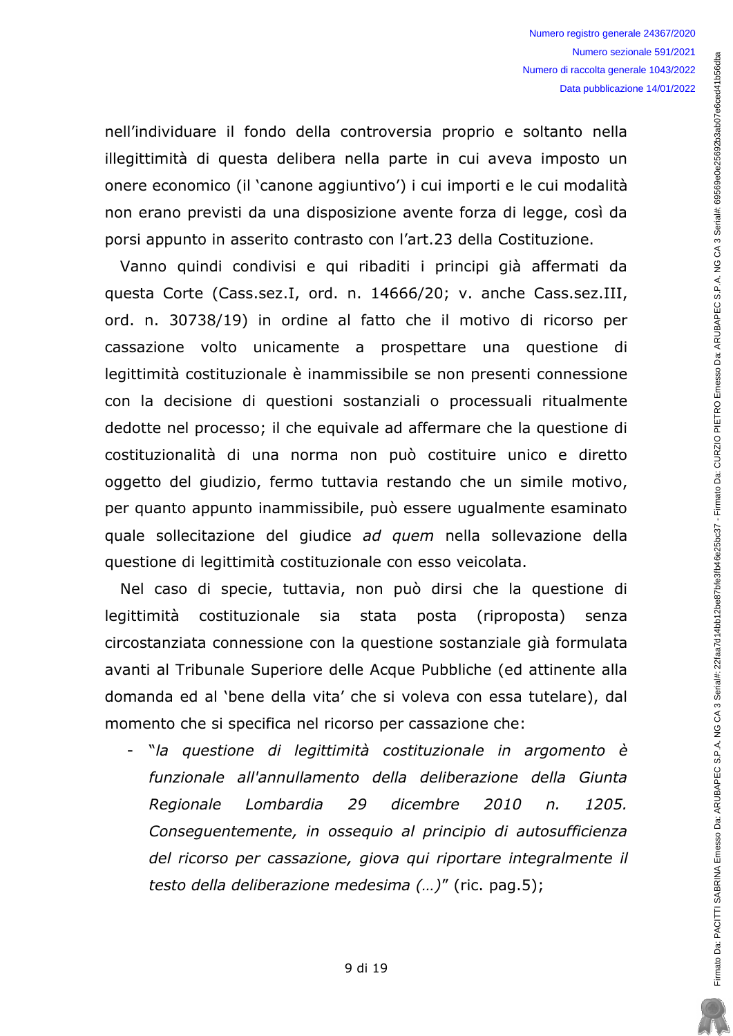nell'individuare il fondo della controversia proprio e soltanto nella illegittimità di questa delibera nella parte in cui aveva imposto un onere economico (il 'canone aggiuntivo') i cui importi e le cui modalità non erano previsti da una disposizione avente forza di legge, così da porsi appunto in asserito contrasto con l'art.23 della Costituzione.

Vanno quindi condivisi e qui ribaditi i principi già affermati da questa Corte (Cass.sez.I, ord. n. 14666/20; v. anche Cass.sez.III, ord. n. 30738/19) in ordine al fatto che il motivo di ricorso per cassazione volto unicamente a prospettare una questione di legittimità costituzionale è inammissibile se non presenti connessione con la decisione di questioni sostanziali o processuali ritualmente dedotte nel processo; il che equivale ad affermare che la questione di costituzionalità di una norma non può costituire unico e diretto oggetto del giudizio, fermo tuttavia restando che un simile motivo, per quanto appunto inammissibile, può essere ugualmente esaminato quale sollecitazione del giudice *ad quem* nella sollevazione della questione di legittimità costituzionale con esso veicolata.

Nel caso di specie, tuttavia, non può dirsi che la questione di legittimità costituzionale sia stata posta (riproposta) senza circostanziata connessione con la questione sostanziale già formulata avanti al Tribunale Superiore delle Acque Pubbliche (ed attinente alla domanda ed al 'bene della vita' che si voleva con essa tutelare), dal momento che si specifica nel ricorso per cassazione che:

- "*la questione di legittimità costituzionale in argomento è funzionale all'annullamento della deliberazione della Giunta Regionale Lombardia 29 dicembre 2010 n. 1205. Conseguentemente, in ossequio al principio di autosufficienza del ricorso per cassazione, giova qui riportare integralmente il testo della deliberazione medesima (…)*" (ric. pag.5);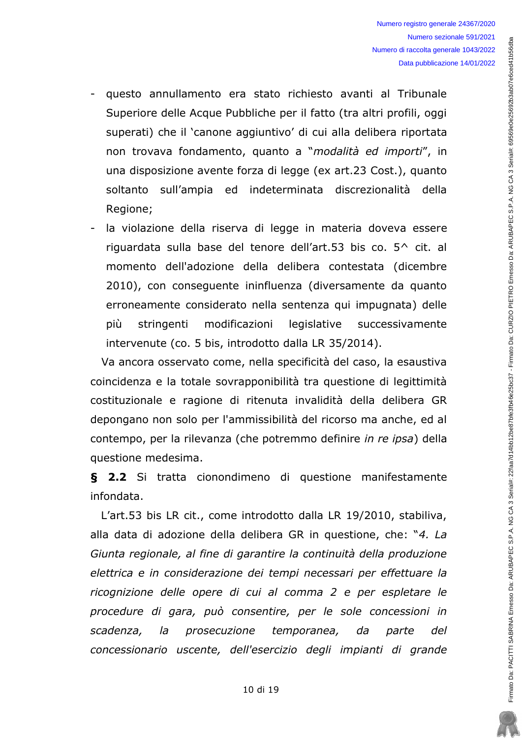- questo annullamento era stato richiesto avanti al Tribunale Superiore delle Acque Pubbliche per il fatto (tra altri profili, oggi superati) che il 'canone aggiuntivo' di cui alla delibera riportata non trovava fondamento, quanto a "*modalità ed importi*", in una disposizione avente forza di legge (ex art.23 Cost.), quanto soltanto sull'ampia ed indeterminata discrezionalità della Regione;
- la violazione della riserva di legge in materia doveva essere riguardata sulla base del tenore dell'art.53 bis co. 5^ cit. al momento dell'adozione della delibera contestata (dicembre 2010), con conseguente ininfluenza (diversamente da quanto erroneamente considerato nella sentenza qui impugnata) delle più stringenti modificazioni legislative successivamente intervenute (co. 5 bis, introdotto dalla LR 35/2014).

Va ancora osservato come, nella specificità del caso, la esaustiva coincidenza e la totale sovrapponibilità tra questione di legittimità costituzionale e ragione di ritenuta invalidità della delibera GR depongano non solo per l'ammissibilità del ricorso ma anche, ed al contempo, per la rilevanza (che potremmo definire *in re ipsa*) della questione medesima.

**§ 2.2** Si tratta ciononondimeno di questione manifestamente infondata.

L'art.53 bis LR cit., come introdotto dalla LR 19/2010, stabiliva, alla data di adozione della delibera GR in questione, che: "*4. La Giunta regionale, al fine di garantire la continuità della produzione elettrica e in considerazione dei tempi necessari per effettuare la ricognizione delle opere di cui al comma 2 e per espletare le procedure di gara, può consentire, per le sole concessioni in scadenza, la prosecuzione temporanea, da parte del concessionario uscente, dell'esercizio degli impianti di grande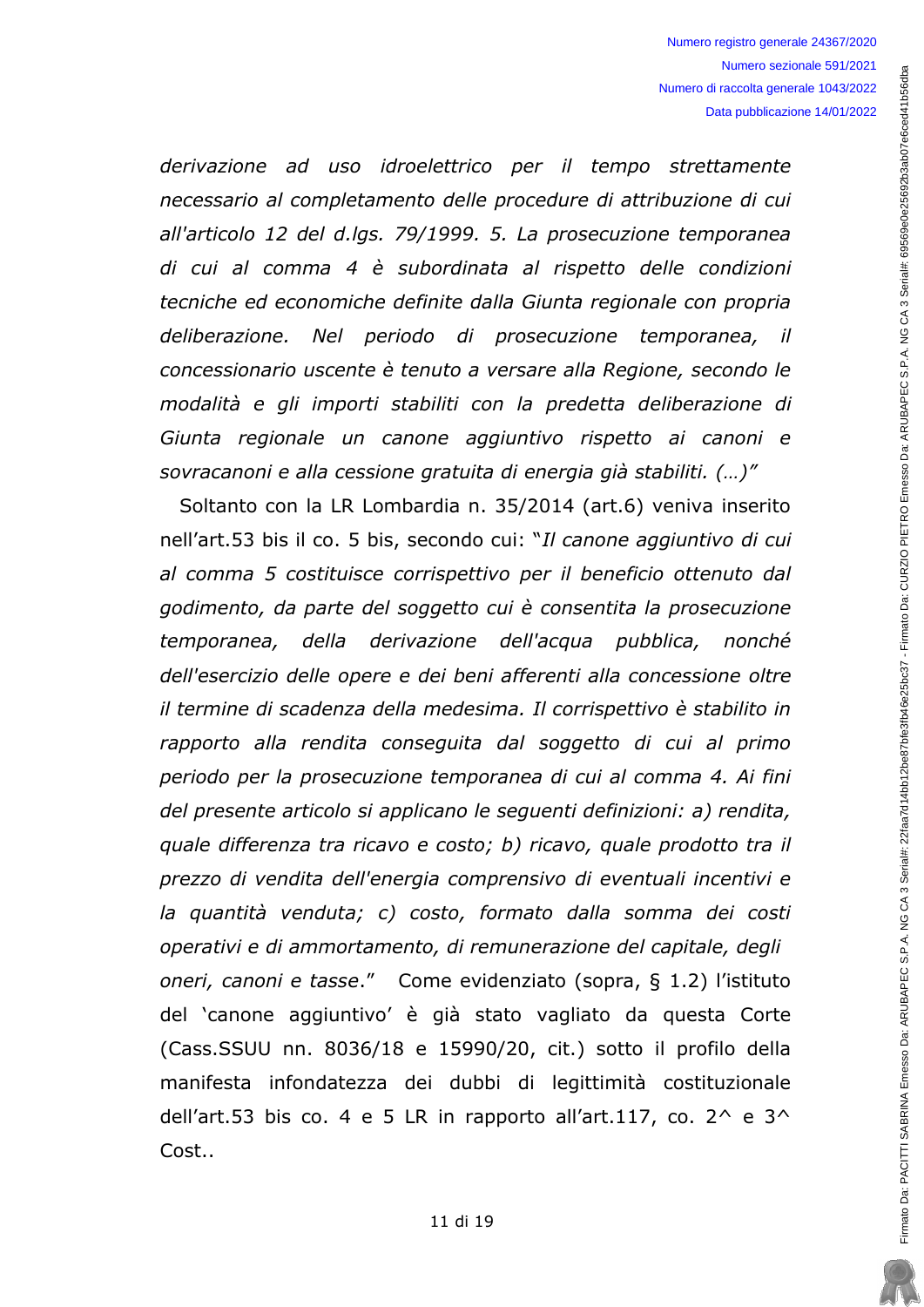*derivazione ad uso idroelettrico per il tempo strettamente necessario al completamento delle procedure di attribuzione di cui all'articolo 12 del d.lgs. 79/1999. 5. La prosecuzione temporanea di cui al comma 4 è subordinata al rispetto delle condizioni tecniche ed economiche definite dalla Giunta regionale con propria deliberazione. Nel periodo di prosecuzione temporanea, il concessionario uscente è tenuto a versare alla Regione, secondo le modalità e gli importi stabiliti con la predetta deliberazione di Giunta regionale un canone aggiuntivo rispetto ai canoni e sovracanoni e alla cessione gratuita di energia già stabiliti. (…)"*

Soltanto con la LR Lombardia n. 35/2014 (art.6) veniva inserito nell'art.53 bis il co. 5 bis, secondo cui: "*Il canone aggiuntivo di cui al comma 5 costituisce corrispettivo per il beneficio ottenuto dal godimento, da parte del soggetto cui è consentita la prosecuzione temporanea, della derivazione dell'acqua pubblica, nonché dell'esercizio delle opere e dei beni afferenti alla concessione oltre il termine di scadenza della medesima. Il corrispettivo è stabilito in rapporto alla rendita conseguita dal soggetto di cui al primo periodo per la prosecuzione temporanea di cui al comma 4. Ai fini del presente articolo si applicano le seguenti definizioni: a) rendita, quale differenza tra ricavo e costo; b) ricavo, quale prodotto tra il prezzo di vendita dell'energia comprensivo di eventuali incentivi e la quantità venduta; c) costo, formato dalla somma dei costi operativi e di ammortamento, di remunerazione del capitale, degli oneri, canoni e tasse*." Come evidenziato (sopra, § 1.2) l'istituto del 'canone aggiuntivo' è già stato vagliato da questa Corte (Cass.SSUU nn. 8036/18 e 15990/20, cit.) sotto il profilo della manifesta infondatezza dei dubbi di legittimità costituzionale dell'art.53 bis co. 4 e 5 LR in rapporto all'art.117, co. 2^ e 3^ Cost..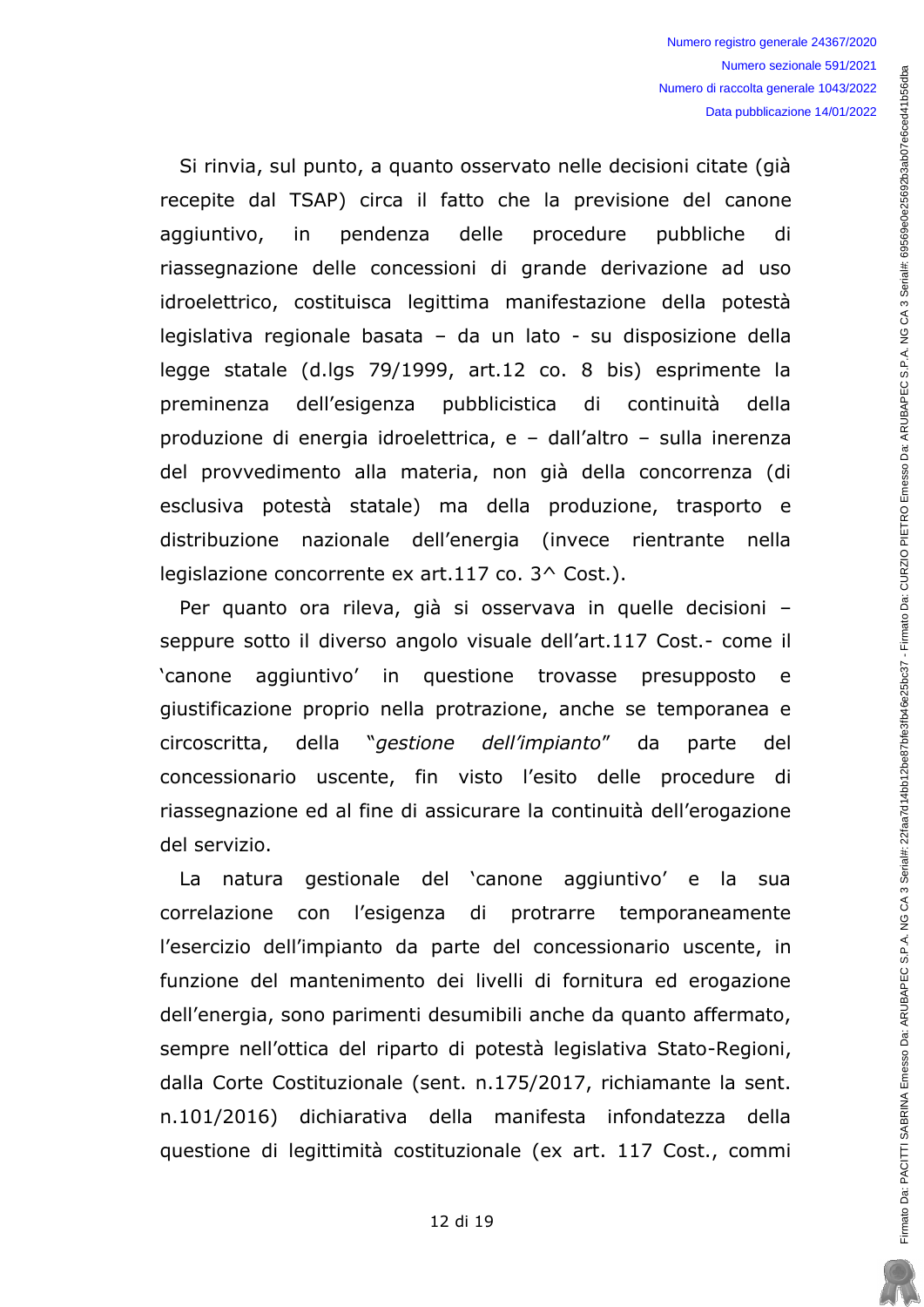Si rinvia, sul punto, a quanto osservato nelle decisioni citate (già recepite dal TSAP) circa il fatto che la previsione del canone aggiuntivo, in pendenza delle procedure pubbliche di riassegnazione delle concessioni di grande derivazione ad uso idroelettrico, costituisca legittima manifestazione della potestà legislativa regionale basata – da un lato - su disposizione della legge statale (d.lgs 79/1999, art.12 co. 8 bis) esprimente la preminenza dell'esigenza pubblicistica di continuità della produzione di energia idroelettrica, e – dall'altro – sulla inerenza del provvedimento alla materia, non già della concorrenza (di esclusiva potestà statale) ma della produzione, trasporto e distribuzione nazionale dell'energia (invece rientrante nella legislazione concorrente ex art.117 co. 3^ Cost.).

Per quanto ora rileva, già si osservava in quelle decisioni – seppure sotto il diverso angolo visuale dell'art.117 Cost.- come il 'canone aggiuntivo' in questione trovasse presupposto e giustificazione proprio nella protrazione, anche se temporanea e circoscritta, della "*gestione dell'impianto*" da parte del concessionario uscente, fin visto l'esito delle procedure di riassegnazione ed al fine di assicurare la continuità dell'erogazione del servizio.

La natura gestionale del 'canone aggiuntivo' e la sua correlazione con l'esigenza di protrarre temporaneamente l'esercizio dell'impianto da parte del concessionario uscente, in funzione del mantenimento dei livelli di fornitura ed erogazione dell'energia, sono parimenti desumibili anche da quanto affermato, sempre nell'ottica del riparto di potestà legislativa Stato-Regioni, dalla Corte Costituzionale (sent. n.175/2017, richiamante la sent. n.101/2016) dichiarativa della manifesta infondatezza della questione di legittimità costituzionale (ex art. 117 Cost., commi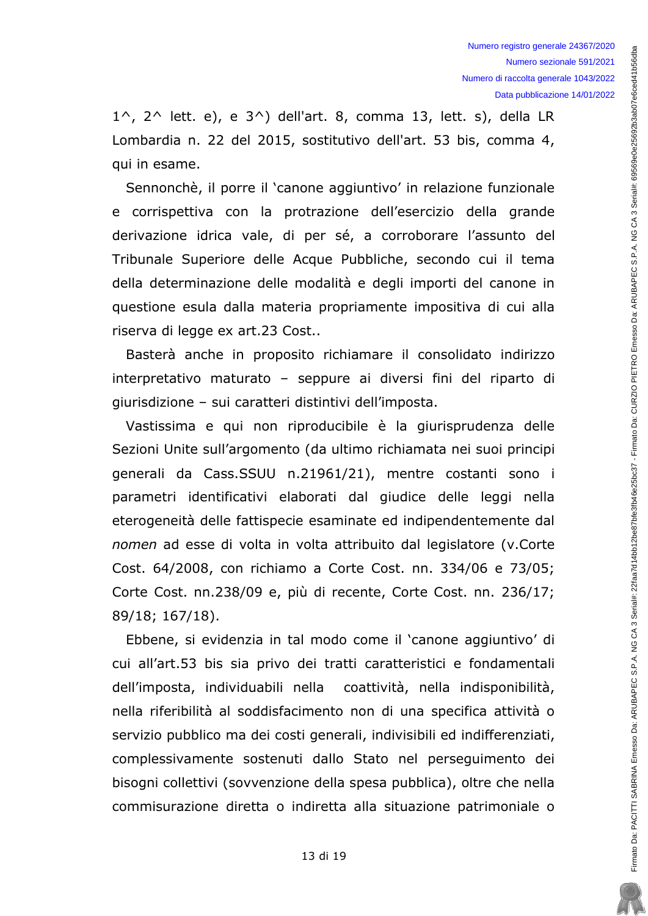1^, 2^ lett. e), e 3^) dell'art. 8, comma 13, lett. s), della LR Lombardia n. 22 del 2015, sostitutivo dell'art. 53 bis, comma 4, qui in esame.

Sennonchè, il porre il 'canone aggiuntivo' in relazione funzionale e corrispettiva con la protrazione dell'esercizio della grande derivazione idrica vale, di per sé, a corroborare l'assunto del Tribunale Superiore delle Acque Pubbliche, secondo cui il tema della determinazione delle modalità e degli importi del canone in questione esula dalla materia propriamente impositiva di cui alla riserva di legge ex art.23 Cost..

Basterà anche in proposito richiamare il consolidato indirizzo interpretativo maturato – seppure ai diversi fini del riparto di giurisdizione – sui caratteri distintivi dell'imposta.

Vastissima e qui non riproducibile è la giurisprudenza delle Sezioni Unite sull'argomento (da ultimo richiamata nei suoi principi generali da Cass.SSUU n.21961/21), mentre costanti sono i parametri identificativi elaborati dal giudice delle leggi nella eterogeneità delle fattispecie esaminate ed indipendentemente dal *nomen* ad esse di volta in volta attribuito dal legislatore (v.Corte Cost. 64/2008, con richiamo a Corte Cost. nn. 334/06 e 73/05; Corte Cost. nn.238/09 e, più di recente, Corte Cost. nn. 236/17; 89/18; 167/18).

Ebbene, si evidenzia in tal modo come il 'canone aggiuntivo' di cui all'art.53 bis sia privo dei tratti caratteristici e fondamentali dell'imposta, individuabili nella coattività, nella indisponibilità, nella riferibilità al soddisfacimento non di una specifica attività o servizio pubblico ma dei costi generali, indivisibili ed indifferenziati, complessivamente sostenuti dallo Stato nel perseguimento dei bisogni collettivi (sovvenzione della spesa pubblica), oltre che nella commisurazione diretta o indiretta alla situazione patrimoniale o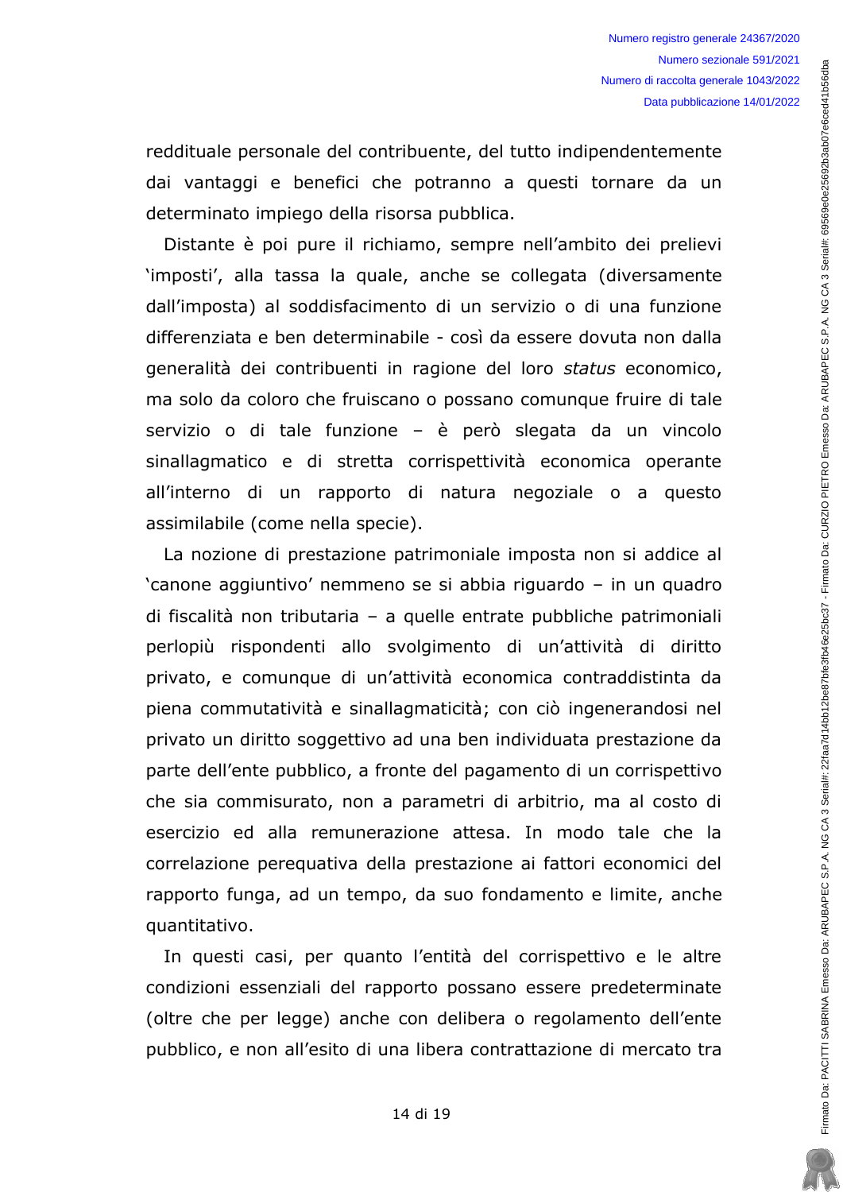reddituale personale del contribuente, del tutto indipendentemente dai vantaggi e benefici che potranno a questi tornare da un determinato impiego della risorsa pubblica.

Distante è poi pure il richiamo, sempre nell'ambito dei prelievi 'imposti', alla tassa la quale, anche se collegata (diversamente dall'imposta) al soddisfacimento di un servizio o di una funzione differenziata e ben determinabile - così da essere dovuta non dalla generalità dei contribuenti in ragione del loro *status* economico, ma solo da coloro che fruiscano o possano comunque fruire di tale servizio o di tale funzione – è però slegata da un vincolo sinallagmatico e di stretta corrispettività economica operante all'interno di un rapporto di natura negoziale o a questo assimilabile (come nella specie).

La nozione di prestazione patrimoniale imposta non si addice al 'canone aggiuntivo' nemmeno se si abbia riguardo – in un quadro di fiscalità non tributaria – a quelle entrate pubbliche patrimoniali perlopiù rispondenti allo svolgimento di un'attività di diritto privato, e comunque di un'attività economica contraddistinta da piena commutatività e sinallagmaticità; con ciò ingenerandosi nel privato un diritto soggettivo ad una ben individuata prestazione da parte dell'ente pubblico, a fronte del pagamento di un corrispettivo che sia commisurato, non a parametri di arbitrio, ma al costo di esercizio ed alla remunerazione attesa. In modo tale che la correlazione perequativa della prestazione ai fattori economici del rapporto funga, ad un tempo, da suo fondamento e limite, anche quantitativo.

In questi casi, per quanto l'entità del corrispettivo e le altre condizioni essenziali del rapporto possano essere predeterminate (oltre che per legge) anche con delibera o regolamento dell'ente pubblico, e non all'esito di una libera contrattazione di mercato tra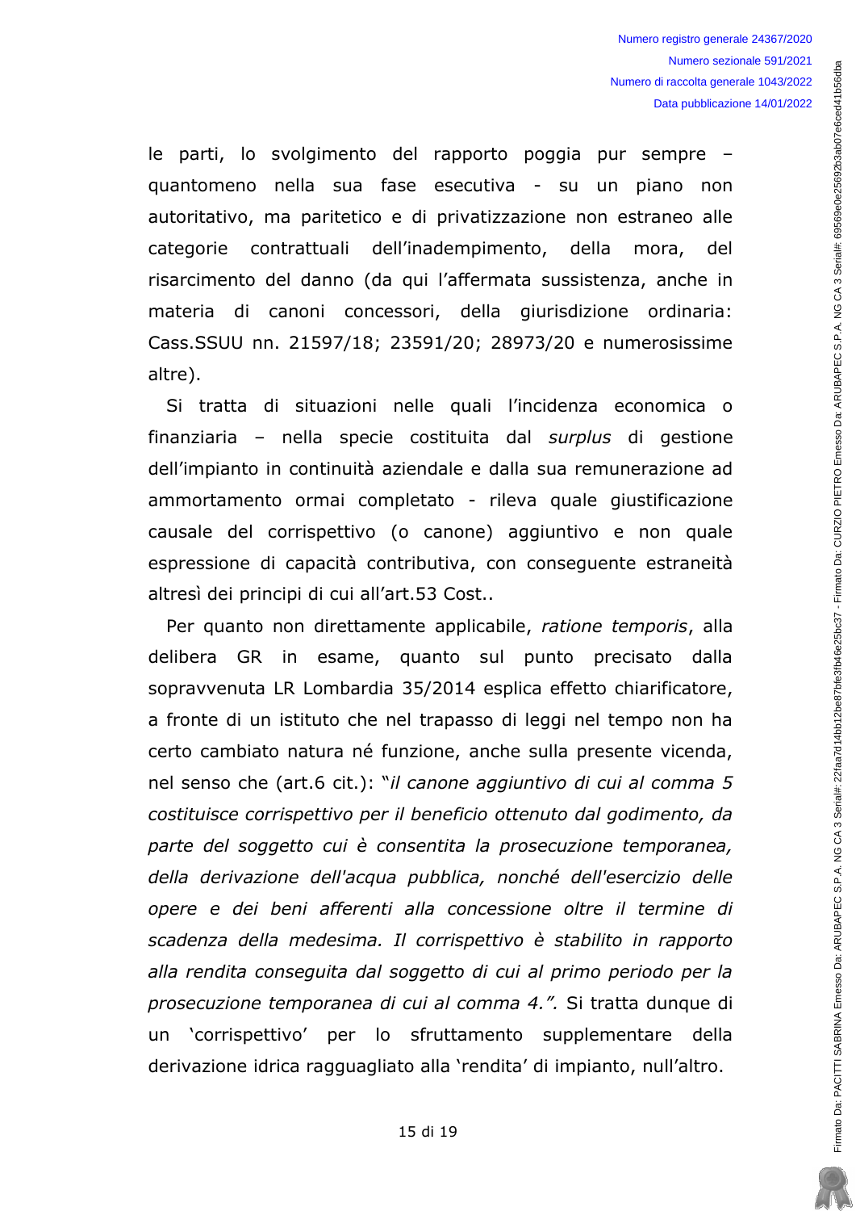le parti, lo svolgimento del rapporto poggia pur sempre – quantomeno nella sua fase esecutiva - su un piano non autoritativo, ma paritetico e di privatizzazione non estraneo alle categorie contrattuali dell'inadempimento, della mora, del risarcimento del danno (da qui l'affermata sussistenza, anche in materia di canoni concessori, della giurisdizione ordinaria: Cass.SSUU nn. 21597/18; 23591/20; 28973/20 e numerosissime altre).

Si tratta di situazioni nelle quali l'incidenza economica o finanziaria – nella specie costituita dal *surplus* di gestione dell'impianto in continuità aziendale e dalla sua remunerazione ad ammortamento ormai completato - rileva quale giustificazione causale del corrispettivo (o canone) aggiuntivo e non quale espressione di capacità contributiva, con conseguente estraneità altresì dei principi di cui all'art.53 Cost..

Per quanto non direttamente applicabile, *ratione temporis*, alla delibera GR in esame, quanto sul punto precisato dalla sopravvenuta LR Lombardia 35/2014 esplica effetto chiarificatore, a fronte di un istituto che nel trapasso di leggi nel tempo non ha certo cambiato natura né funzione, anche sulla presente vicenda, nel senso che (art.6 cit.): "*il canone aggiuntivo di cui al comma 5 costituisce corrispettivo per il beneficio ottenuto dal godimento, da parte del soggetto cui è consentita la prosecuzione temporanea, della derivazione dell'acqua pubblica, nonché dell'esercizio delle opere e dei beni afferenti alla concessione oltre il termine di scadenza della medesima. Il corrispettivo è stabilito in rapporto alla rendita conseguita dal soggetto di cui al primo periodo per la prosecuzione temporanea di cui al comma 4.".* Si tratta dunque di un 'corrispettivo' per lo sfruttamento supplementare della derivazione idrica ragguagliato alla 'rendita' di impianto, null'altro.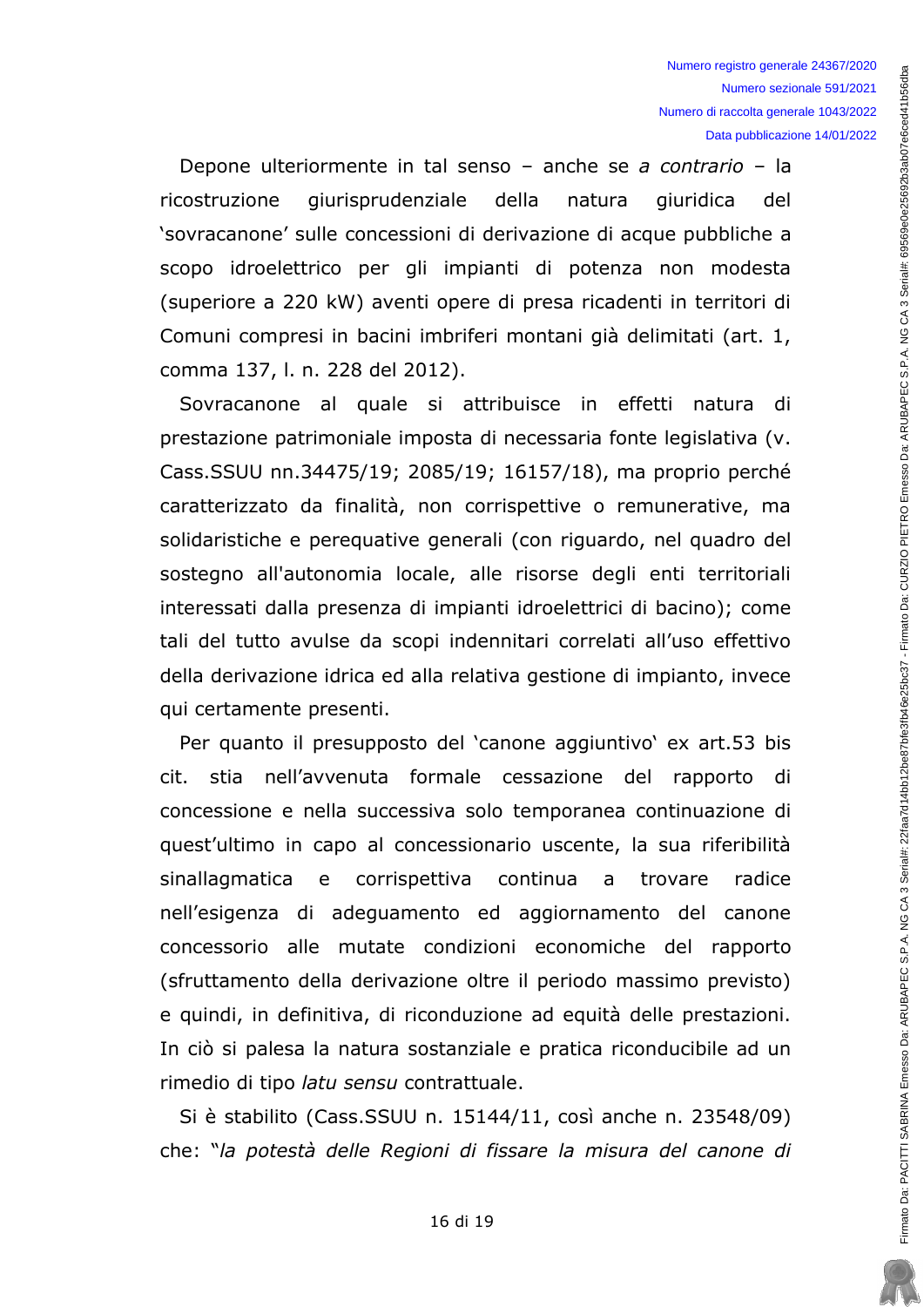Depone ulteriormente in tal senso – anche se *a contrario* – la ricostruzione giurisprudenziale della natura giuridica del 'sovracanone' sulle concessioni di derivazione di acque pubbliche a scopo idroelettrico per gli impianti di potenza non modesta (superiore a 220 kW) aventi opere di presa ricadenti in territori di Comuni compresi in bacini imbriferi montani già delimitati (art. 1, comma 137, l. n. 228 del 2012).

Sovracanone al quale si attribuisce in effetti natura di prestazione patrimoniale imposta di necessaria fonte legislativa (v. Cass.SSUU nn.34475/19; 2085/19; 16157/18), ma proprio perché caratterizzato da finalità, non corrispettive o remunerative, ma solidaristiche e perequative generali (con riguardo, nel quadro del sostegno all'autonomia locale, alle risorse degli enti territoriali interessati dalla presenza di impianti idroelettrici di bacino); come tali del tutto avulse da scopi indennitari correlati all'uso effettivo della derivazione idrica ed alla relativa gestione di impianto, invece qui certamente presenti.

Per quanto il presupposto del 'canone aggiuntivo' ex art.53 bis cit. stia nell'avvenuta formale cessazione del rapporto di concessione e nella successiva solo temporanea continuazione di quest'ultimo in capo al concessionario uscente, la sua riferibilità sinallagmatica e corrispettiva continua a trovare radice nell'esigenza di adeguamento ed aggiornamento del canone concessorio alle mutate condizioni economiche del rapporto (sfruttamento della derivazione oltre il periodo massimo previsto) e quindi, in definitiva, di riconduzione ad equità delle prestazioni. In ciò si palesa la natura sostanziale e pratica riconducibile ad un rimedio di tipo *latu sensu* contrattuale.

Si è stabilito (Cass.SSUU n. 15144/11, così anche n. 23548/09) che: "*la potestà delle Regioni di fissare la misura del canone di*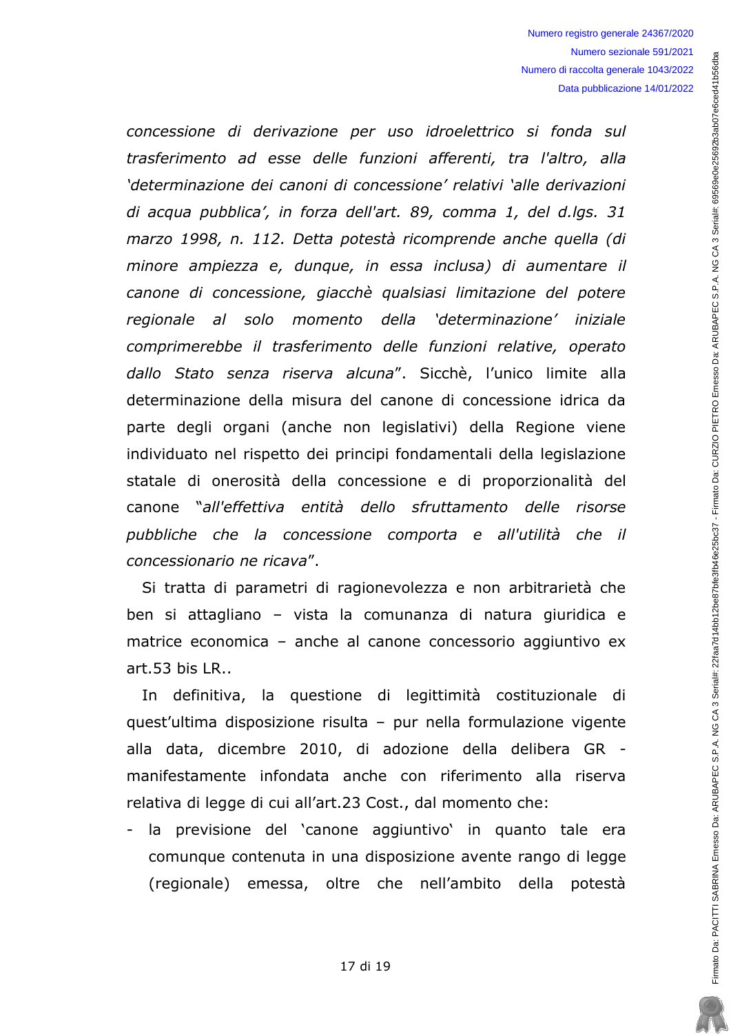*concessione di derivazione per uso idroelettrico si fonda sul trasferimento ad esse delle funzioni afferenti, tra l'altro, alla 'determinazione dei canoni di concessione' relativi 'alle derivazioni di acqua pubblica', in forza dell'art. 89, comma 1, del d.lgs. 31 marzo 1998, n. 112. Detta potestà ricomprende anche quella (di minore ampiezza e, dunque, in essa inclusa) di aumentare il canone di concessione, giacchè qualsiasi limitazione del potere regionale al solo momento della 'determinazione' iniziale comprimerebbe il trasferimento delle funzioni relative, operato dallo Stato senza riserva alcuna*". Sicchè, l'unico limite alla determinazione della misura del canone di concessione idrica da parte degli organi (anche non legislativi) della Regione viene individuato nel rispetto dei principi fondamentali della legislazione statale di onerosità della concessione e di proporzionalità del canone "*all'effettiva entità dello sfruttamento delle risorse pubbliche che la concessione comporta e all'utilità che il concessionario ne ricava*".

Si tratta di parametri di ragionevolezza e non arbitrarietà che ben si attagliano – vista la comunanza di natura giuridica e matrice economica – anche al canone concessorio aggiuntivo ex art.53 bis LR..

In definitiva, la questione di legittimità costituzionale di quest'ultima disposizione risulta – pur nella formulazione vigente alla data, dicembre 2010, di adozione della delibera GR - manifestamente infondata anche con riferimento alla riserva relativa di legge di cui all'art.23 Cost., dal momento che:

- la previsione del 'canone aggiuntivo' in quanto tale era comunque contenuta in una disposizione avente rango di legge (regionale) emessa, oltre che nell'ambito della potestà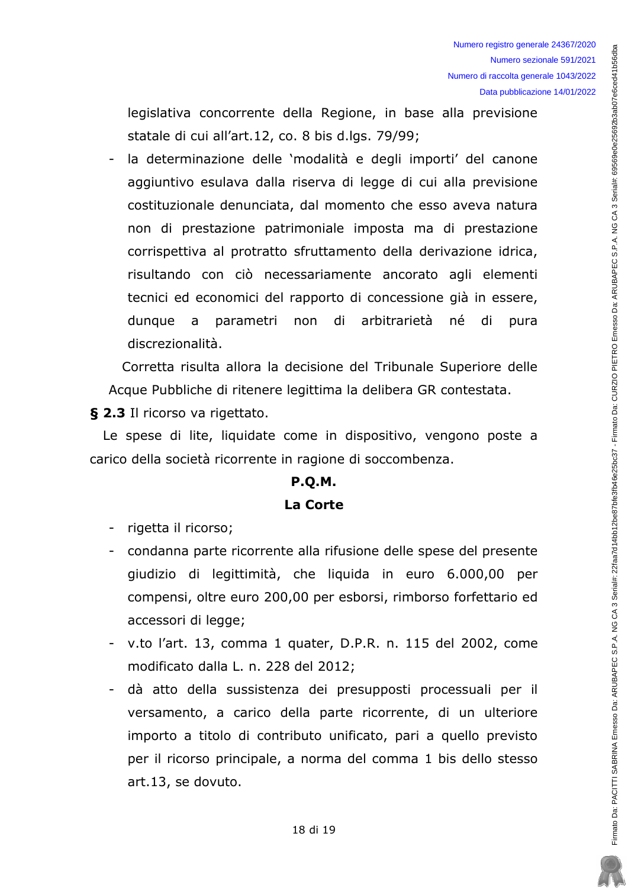legislativa concorrente della Regione, in base alla previsione statale di cui all'art.12, co. 8 bis d.lgs. 79/99;

- la determinazione delle 'modalità e degli importi' del canone aggiuntivo esulava dalla riserva di legge di cui alla previsione costituzionale denunciata, dal momento che esso aveva natura non di prestazione patrimoniale imposta ma di prestazione corrispettiva al protratto sfruttamento della derivazione idrica, risultando con ciò necessariamente ancorato agli elementi tecnici ed economici del rapporto di concessione già in essere, dunque a parametri non di arbitrarietà né di pura discrezionalità.

Corretta risulta allora la decisione del Tribunale Superiore delle Acque Pubbliche di ritenere legittima la delibera GR contestata.

**§ 2.3** Il ricorso va rigettato.

Le spese di lite, liquidate come in dispositivo, vengono poste a carico della società ricorrente in ragione di soccombenza.

**P.Q.M.**

**La Corte**

- rigetta il ricorso;
- condanna parte ricorrente alla rifusione delle spese del presente giudizio di legittimità, che liquida in euro 6.000,00 per compensi, oltre euro 200,00 per esborsi, rimborso forfettario ed accessori di legge;
- v.to l'art. 13, comma 1 quater, D.P.R. n. 115 del 2002, come modificato dalla L. n. 228 del 2012;
- dà atto della sussistenza dei presupposti processuali per il versamento, a carico della parte ricorrente, di un ulteriore importo a titolo di contributo unificato, pari a quello previsto per il ricorso principale, a norma del comma 1 bis dello stesso art.13, se dovuto.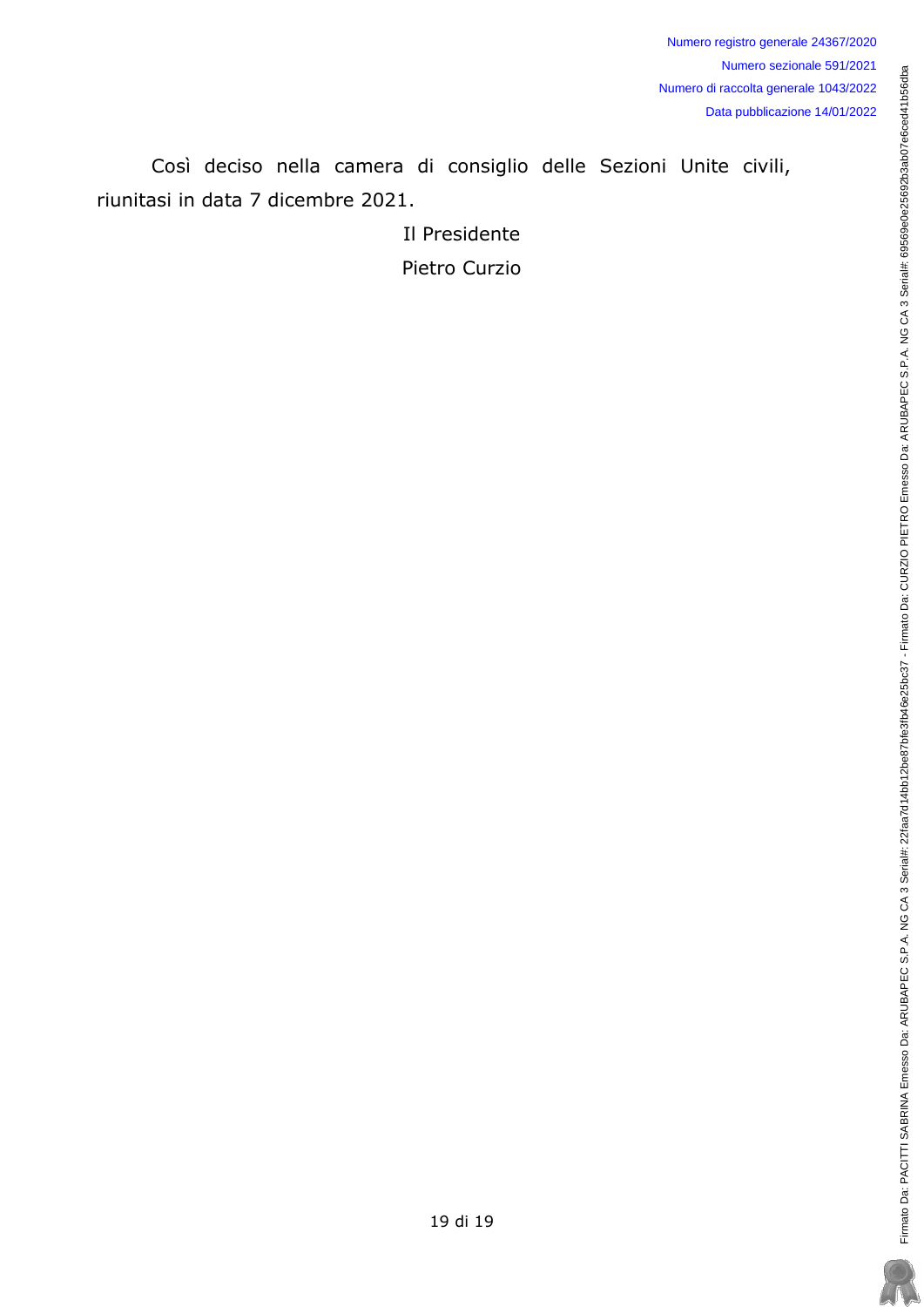Così deciso nella camera di consiglio delle Sezioni Unite civili, riunitasi in data 7 dicembre 2021.

Il Presidente

Pietro Curzio